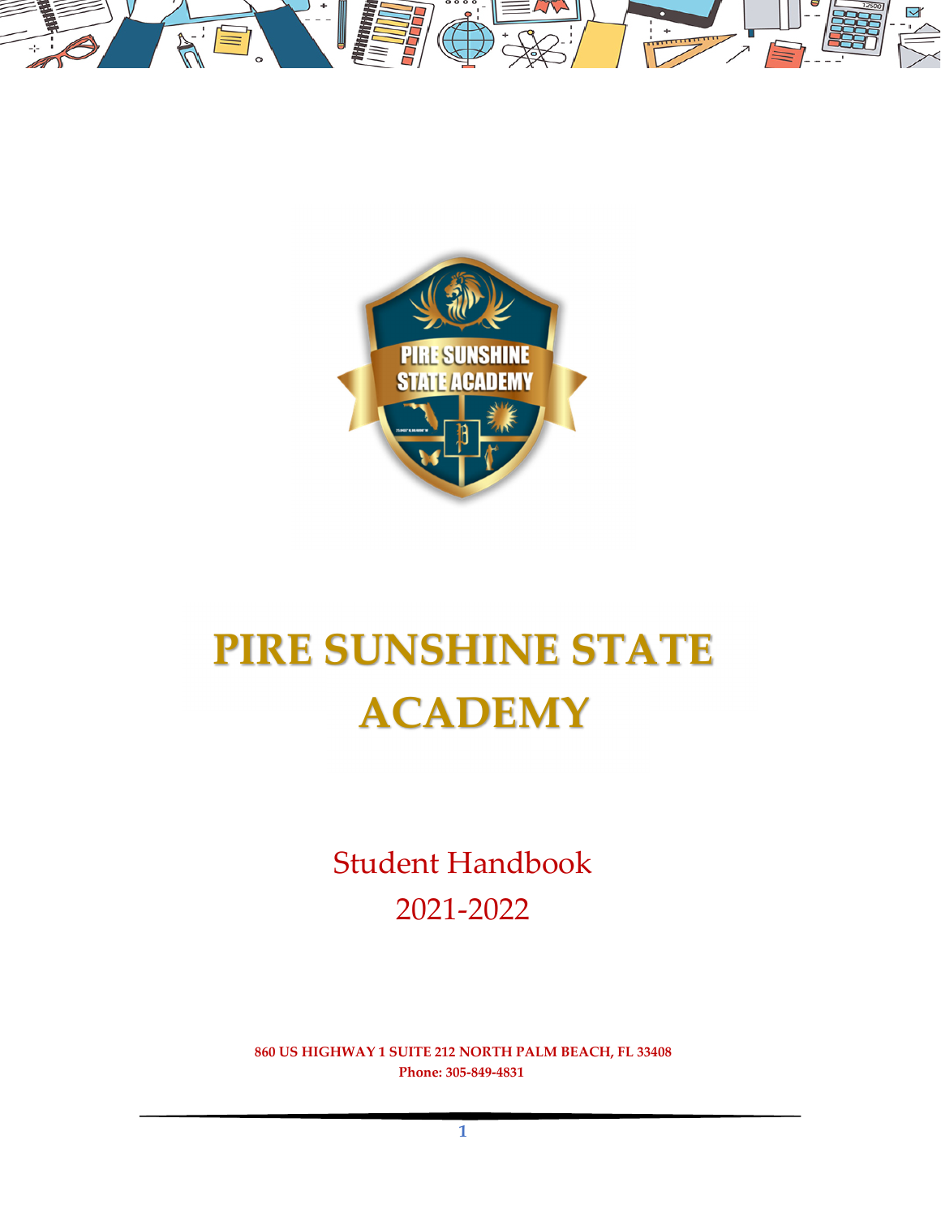# PIRE SUNSHINE STATE ACADEMY

Student Handbook

2021-2022

**860 US HIGHWAY 1 SUITE 212 NORTH PALM BEACH, FL 33408**
**Phone: 305-849-4831**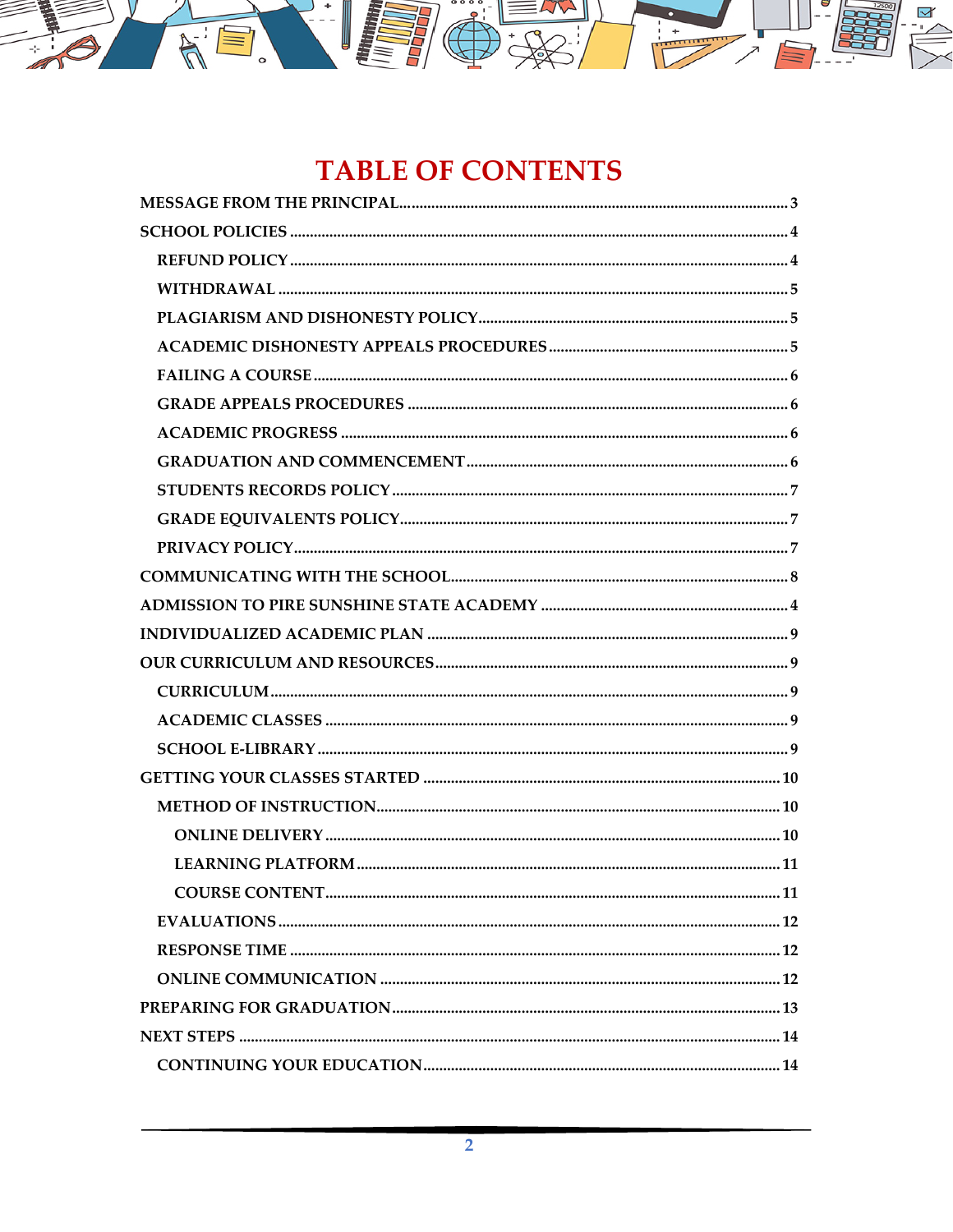# TABLE OF CONTENTS

- MESSAGE FROM THE PRINCIPAL ... 3
- SCHOOL POLICIES ... 4
  - REFUND POLICY ... 4
  - WITHDRAWAL ... 5
  - PLAGIARISM AND DISHONESTY POLICY ... 5
  - ACADEMIC DISHONESTY APPEALS PROCEDURES ... 5
  - FAILING A COURSE ... 6
  - GRADE APPEALS PROCEDURES ... 6
  - ACADEMIC PROGRESS ... 6
  - GRADUATION AND COMMENCEMENT ... 6
  - STUDENTS RECORDS POLICY ... 7
  - GRADE EQUIVALENTS POLICY ... 7
  - PRIVACY POLICY ... 7
- COMMUNICATING WITH THE SCHOOL ... 8
- ADMISSION TO PIRE SUNSHINE STATE ACADEMY ... 4
- INDIVIDUALIZED ACADEMIC PLAN ... 9
- OUR CURRICULUM AND RESOURCES ... 9
  - CURRICULUM ... 9
  - ACADEMIC CLASSES ... 9
  - SCHOOL E-LIBRARY ... 9
- GETTING YOUR CLASSES STARTED ... 10
  - METHOD OF INSTRUCTION ... 10
    - ONLINE DELIVERY ... 10
    - LEARNING PLATFORM ... 11
    - COURSE CONTENT ... 11
  - EVALUATIONS ... 12
  - RESPONSE TIME ... 12
  - ONLINE COMMUNICATION ... 12
- PREPARING FOR GRADUATION ... 13
- NEXT STEPS ... 14
  - CONTINUING YOUR EDUCATION ... 14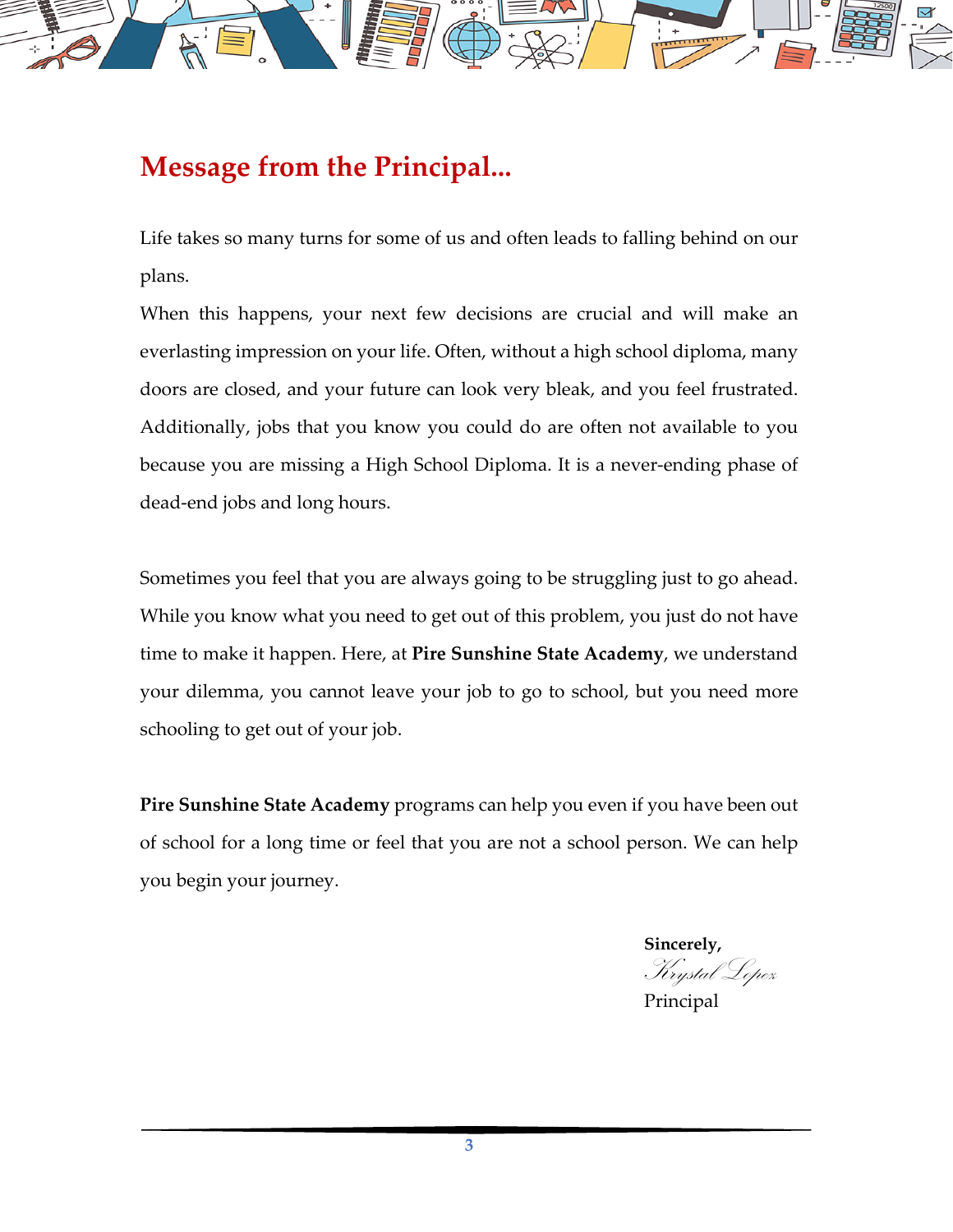## Message from the Principal...

Life takes so many turns for some of us and often leads to falling behind on our plans.

When this happens, your next few decisions are crucial and will make an everlasting impression on your life. Often, without a high school diploma, many doors are closed, and your future can look very bleak, and you feel frustrated. Additionally, jobs that you know you could do are often not available to you because you are missing a High School Diploma. It is a never-ending phase of dead-end jobs and long hours.

Sometimes you feel that you are always going to be struggling just to go ahead. While you know what you need to get out of this problem, you just do not have time to make it happen. Here, at **Pire Sunshine State Academy**, we understand your dilemma, you cannot leave your job to go to school, but you need more schooling to get out of your job.

**Pire Sunshine State Academy** programs can help you even if you have been out of school for a long time or feel that you are not a school person. We can help you begin your journey.

**Sincerely,**
*Krystal Lopez*
Principal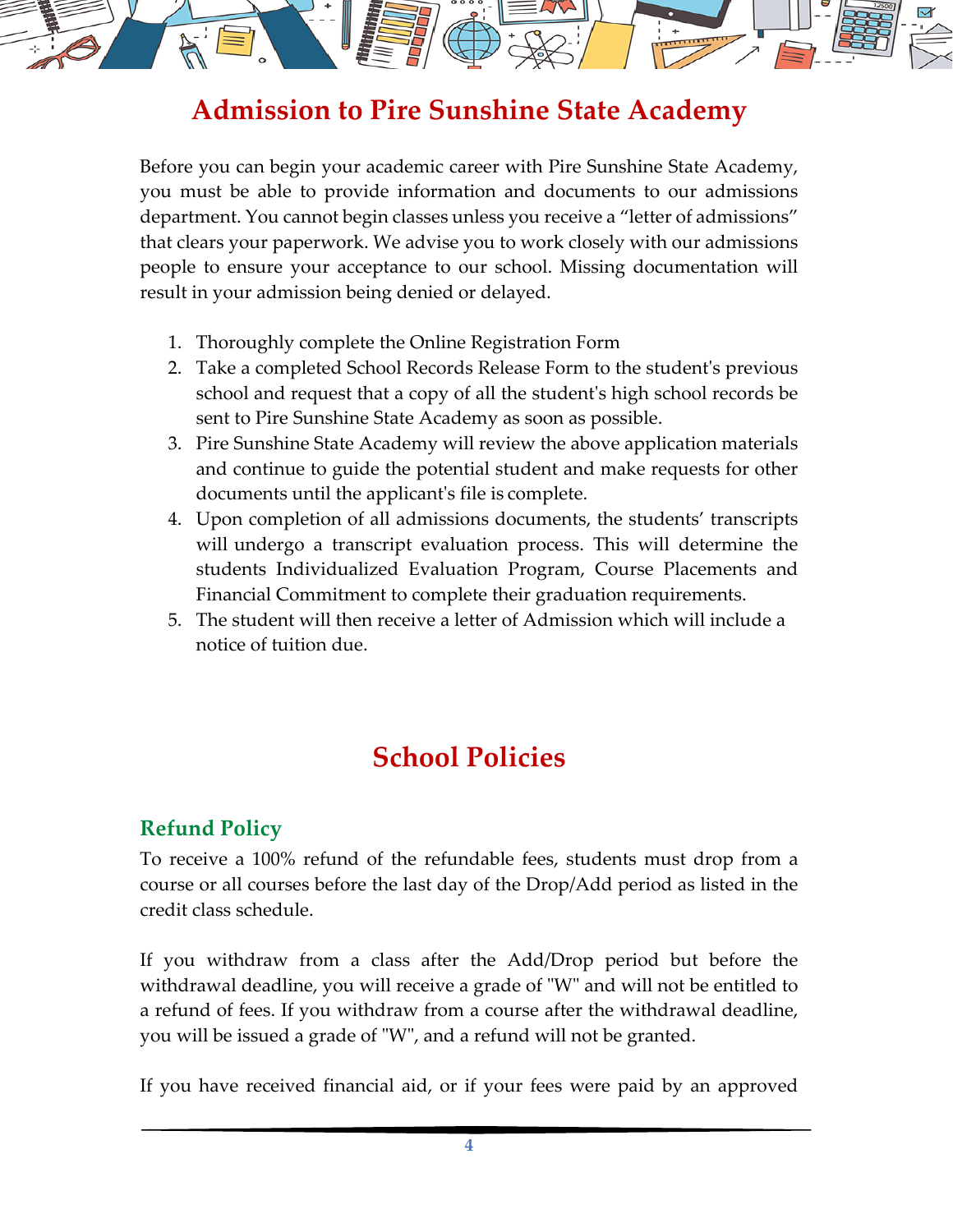# Admission to Pire Sunshine State Academy

Before you can begin your academic career with Pire Sunshine State Academy, you must be able to provide information and documents to our admissions department. You cannot begin classes unless you receive a "letter of admissions" that clears your paperwork. We advise you to work closely with our admissions people to ensure your acceptance to our school. Missing documentation will result in your admission being denied or delayed.

1. Thoroughly complete the Online Registration Form
2. Take a completed School Records Release Form to the student's previous school and request that a copy of all the student's high school records be sent to Pire Sunshine State Academy as soon as possible.
3. Pire Sunshine State Academy will review the above application materials and continue to guide the potential student and make requests for other documents until the applicant's file is complete.
4. Upon completion of all admissions documents, the students' transcripts will undergo a transcript evaluation process. This will determine the students Individualized Evaluation Program, Course Placements and Financial Commitment to complete their graduation requirements.
5. The student will then receive a letter of Admission which will include a notice of tuition due.

# School Policies

## Refund Policy

To receive a 100% refund of the refundable fees, students must drop from a course or all courses before the last day of the Drop/Add period as listed in the credit class schedule.

If you withdraw from a class after the Add/Drop period but before the withdrawal deadline, you will receive a grade of "W" and will not be entitled to a refund of fees. If you withdraw from a course after the withdrawal deadline, you will be issued a grade of "W", and a refund will not be granted.

If you have received financial aid, or if your fees were paid by an approved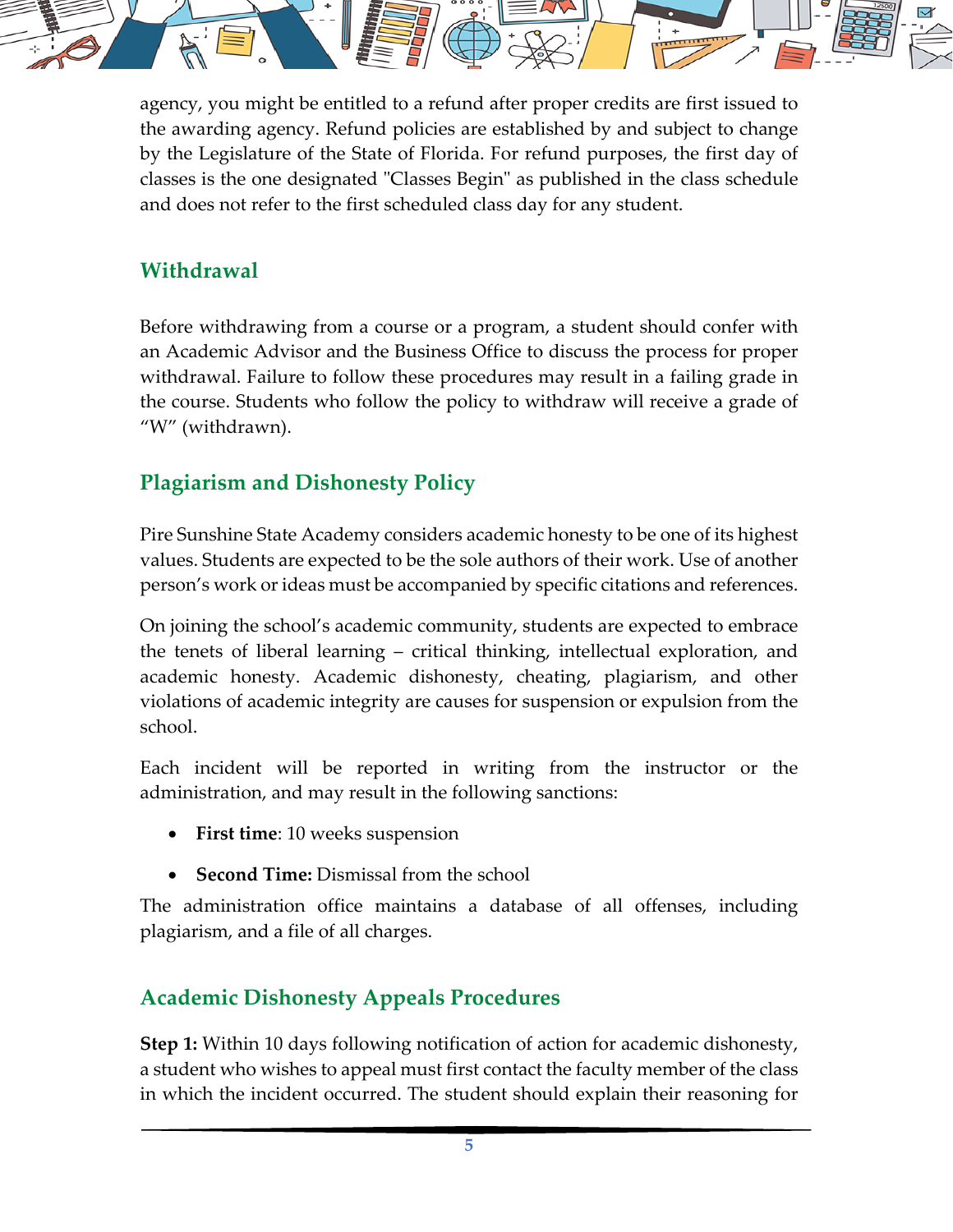agency, you might be entitled to a refund after proper credits are first issued to the awarding agency. Refund policies are established by and subject to change by the Legislature of the State of Florida. For refund purposes, the first day of classes is the one designated "Classes Begin" as published in the class schedule and does not refer to the first scheduled class day for any student.

## Withdrawal

Before withdrawing from a course or a program, a student should confer with an Academic Advisor and the Business Office to discuss the process for proper withdrawal. Failure to follow these procedures may result in a failing grade in the course. Students who follow the policy to withdraw will receive a grade of "W" (withdrawn).

## Plagiarism and Dishonesty Policy

Pire Sunshine State Academy considers academic honesty to be one of its highest values. Students are expected to be the sole authors of their work. Use of another person's work or ideas must be accompanied by specific citations and references.

On joining the school's academic community, students are expected to embrace the tenets of liberal learning – critical thinking, intellectual exploration, and academic honesty. Academic dishonesty, cheating, plagiarism, and other violations of academic integrity are causes for suspension or expulsion from the school.

Each incident will be reported in writing from the instructor or the administration, and may result in the following sanctions:

- **First time**: 10 weeks suspension
- **Second Time:** Dismissal from the school

The administration office maintains a database of all offenses, including plagiarism, and a file of all charges.

## Academic Dishonesty Appeals Procedures

**Step 1:** Within 10 days following notification of action for academic dishonesty, a student who wishes to appeal must first contact the faculty member of the class in which the incident occurred. The student should explain their reasoning for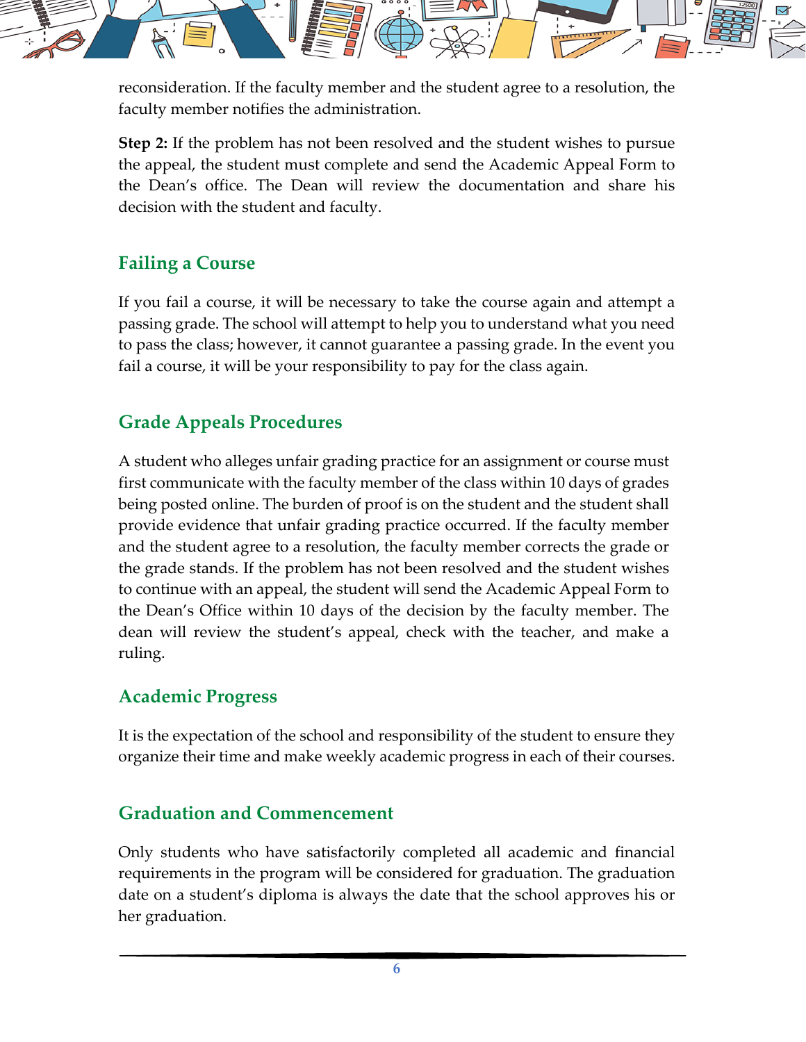reconsideration. If the faculty member and the student agree to a resolution, the faculty member notifies the administration.

**Step 2:** If the problem has not been resolved and the student wishes to pursue the appeal, the student must complete and send the Academic Appeal Form to the Dean's office. The Dean will review the documentation and share his decision with the student and faculty.

## Failing a Course

If you fail a course, it will be necessary to take the course again and attempt a passing grade. The school will attempt to help you to understand what you need to pass the class; however, it cannot guarantee a passing grade. In the event you fail a course, it will be your responsibility to pay for the class again.

## Grade Appeals Procedures

A student who alleges unfair grading practice for an assignment or course must first communicate with the faculty member of the class within 10 days of grades being posted online. The burden of proof is on the student and the student shall provide evidence that unfair grading practice occurred. If the faculty member and the student agree to a resolution, the faculty member corrects the grade or the grade stands. If the problem has not been resolved and the student wishes to continue with an appeal, the student will send the Academic Appeal Form to the Dean's Office within 10 days of the decision by the faculty member. The dean will review the student's appeal, check with the teacher, and make a ruling.

## Academic Progress

It is the expectation of the school and responsibility of the student to ensure they organize their time and make weekly academic progress in each of their courses.

## Graduation and Commencement

Only students who have satisfactorily completed all academic and financial requirements in the program will be considered for graduation. The graduation date on a student's diploma is always the date that the school approves his or her graduation.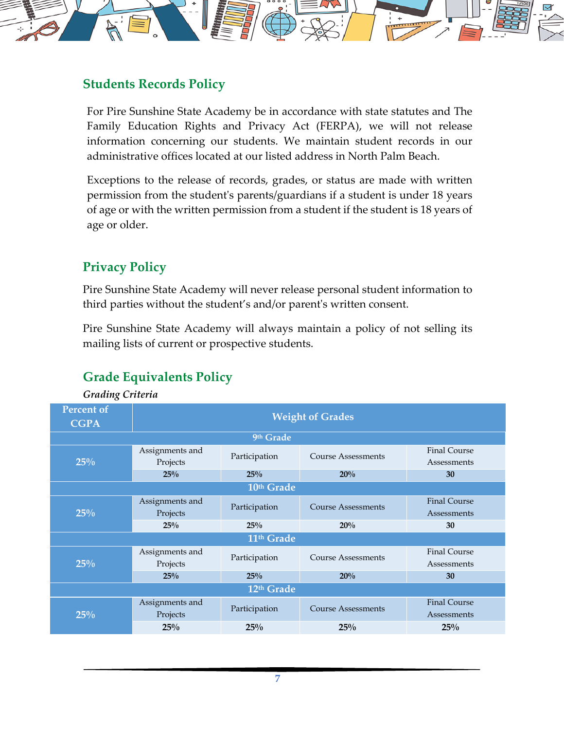## Students Records Policy

For Pire Sunshine State Academy be in accordance with state statutes and The Family Education Rights and Privacy Act (FERPA), we will not release information concerning our students. We maintain student records in our administrative offices located at our listed address in North Palm Beach.

Exceptions to the release of records, grades, or status are made with written permission from the student's parents/guardians if a student is under 18 years of age or with the written permission from a student if the student is 18 years of age or older.

## Privacy Policy

Pire Sunshine State Academy will never release personal student information to third parties without the student's and/or parent's written consent.

Pire Sunshine State Academy will always maintain a policy of not selling its mailing lists of current or prospective students.

## Grade Equivalents Policy

*Grading Criteria*

| Percent of CGPA | Weight of Grades | | | |
|---|---|---|---|---|
| **9th Grade** | | | | |
| 25% | Assignments and Projects | Participation | Course Assessments | Final Course Assessments |
| | 25% | 25% | 20% | 30 |
| **10th Grade** | | | | |
| 25% | Assignments and Projects | Participation | Course Assessments | Final Course Assessments |
| | 25% | 25% | 20% | 30 |
| **11th Grade** | | | | |
| 25% | Assignments and Projects | Participation | Course Assessments | Final Course Assessments |
| | 25% | 25% | 20% | 30 |
| **12th Grade** | | | | |
| 25% | Assignments and Projects | Participation | Course Assessments | Final Course Assessments |
| | 25% | 25% | 25% | 25% |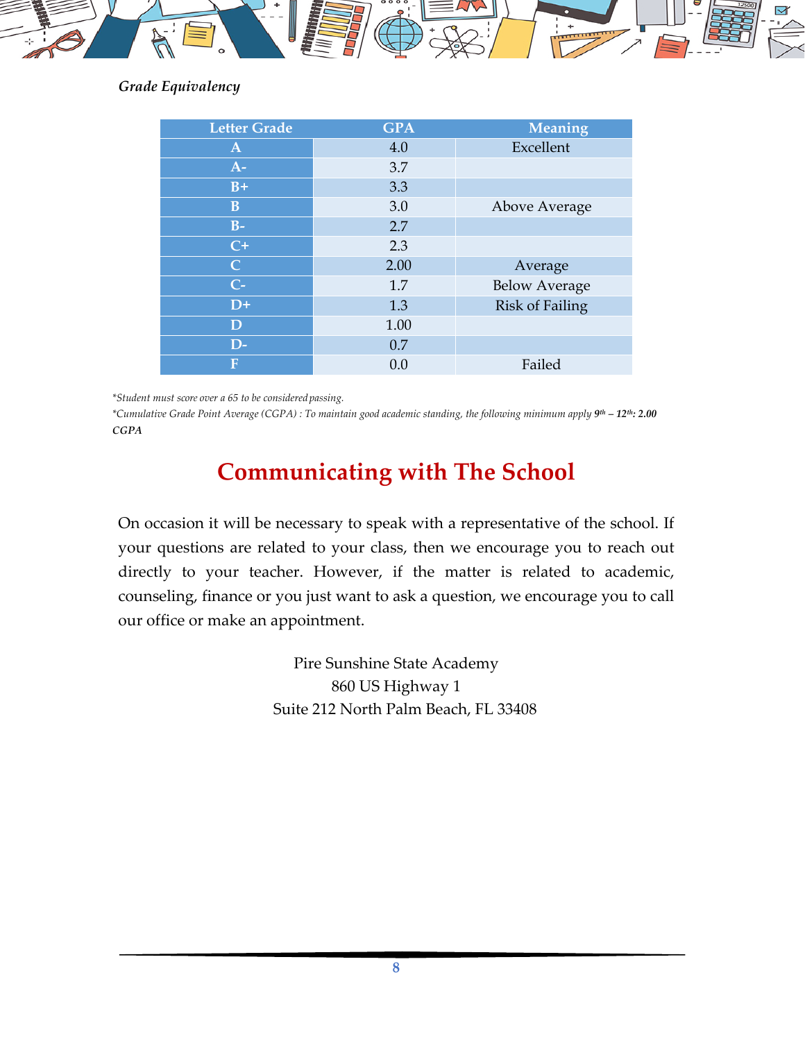*Grade Equivalency*

| Letter Grade | GPA | Meaning |
|---|---|---|
| A | 4.0 | Excellent |
| A- | 3.7 | |
| B+ | 3.3 | |
| B | 3.0 | Above Average |
| B- | 2.7 | |
| C+ | 2.3 | |
| C | 2.00 | Average |
| C- | 1.7 | Below Average |
| D+ | 1.3 | Risk of Failing |
| D | 1.00 | |
| D- | 0.7 | |
| F | 0.0 | Failed |

*\*Student must score over a 65 to be considered passing.*

*\*Cumulative Grade Point Average (CGPA) : To maintain good academic standing, the following minimum apply* ***9th – 12th: 2.00 CGPA***

## Communicating with The School

On occasion it will be necessary to speak with a representative of the school. If your questions are related to your class, then we encourage you to reach out directly to your teacher. However, if the matter is related to academic, counseling, finance or you just want to ask a question, we encourage you to call our office or make an appointment.

Pire Sunshine State Academy
860 US Highway 1
Suite 212 North Palm Beach, FL 33408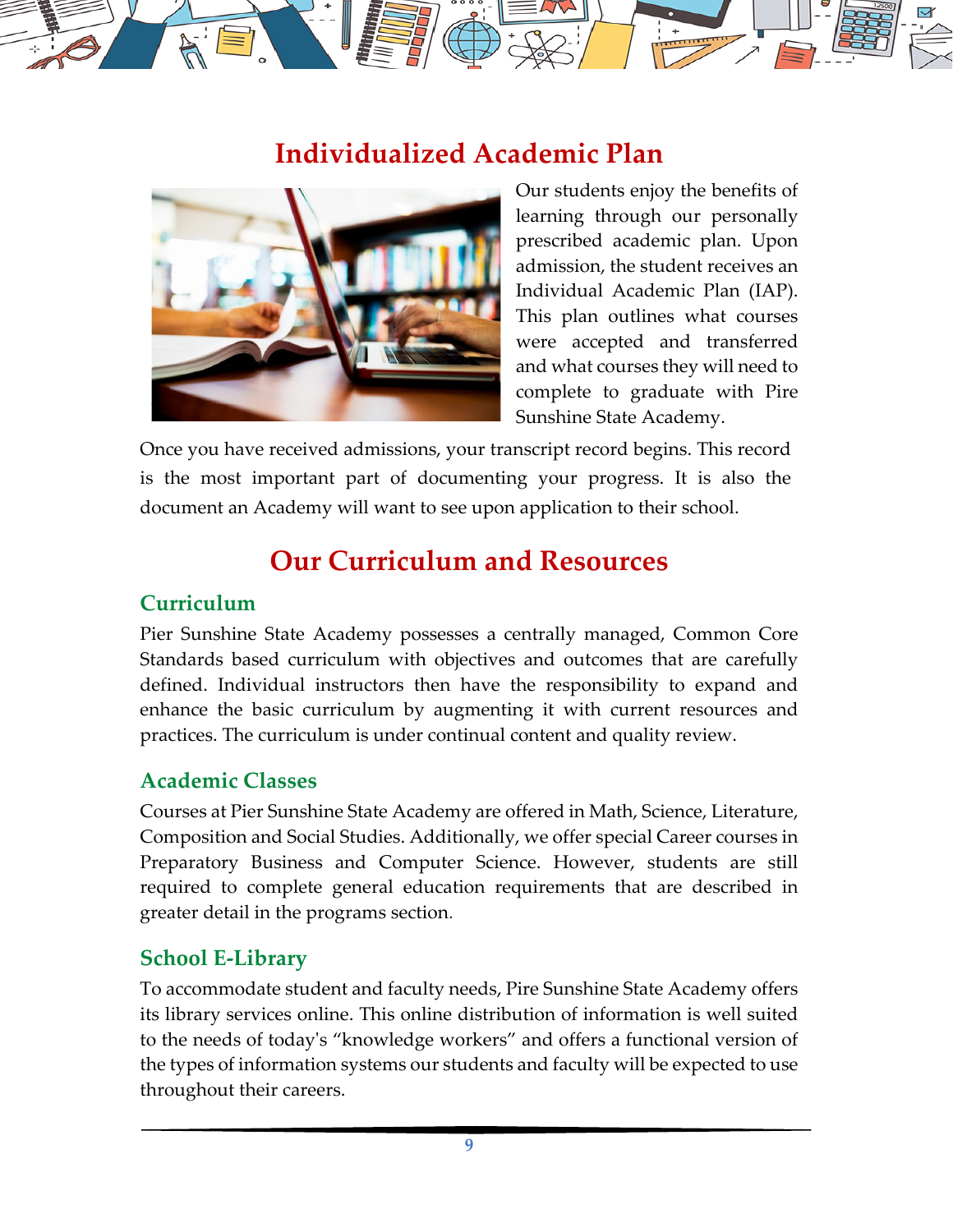## Individualized Academic Plan

Our students enjoy the benefits of learning through our personally prescribed academic plan. Upon admission, the student receives an Individual Academic Plan (IAP). This plan outlines what courses were accepted and transferred and what courses they will need to complete to graduate with Pire Sunshine State Academy.

Once you have received admissions, your transcript record begins. This record is the most important part of documenting your progress. It is also the document an Academy will want to see upon application to their school.

## Our Curriculum and Resources

### Curriculum

Pier Sunshine State Academy possesses a centrally managed, Common Core Standards based curriculum with objectives and outcomes that are carefully defined. Individual instructors then have the responsibility to expand and enhance the basic curriculum by augmenting it with current resources and practices. The curriculum is under continual content and quality review.

### Academic Classes

Courses at Pier Sunshine State Academy are offered in Math, Science, Literature, Composition and Social Studies. Additionally, we offer special Career courses in Preparatory Business and Computer Science. However, students are still required to complete general education requirements that are described in greater detail in the programs section.

### School E-Library

To accommodate student and faculty needs, Pire Sunshine State Academy offers its library services online. This online distribution of information is well suited to the needs of today's "knowledge workers" and offers a functional version of the types of information systems our students and faculty will be expected to use throughout their careers.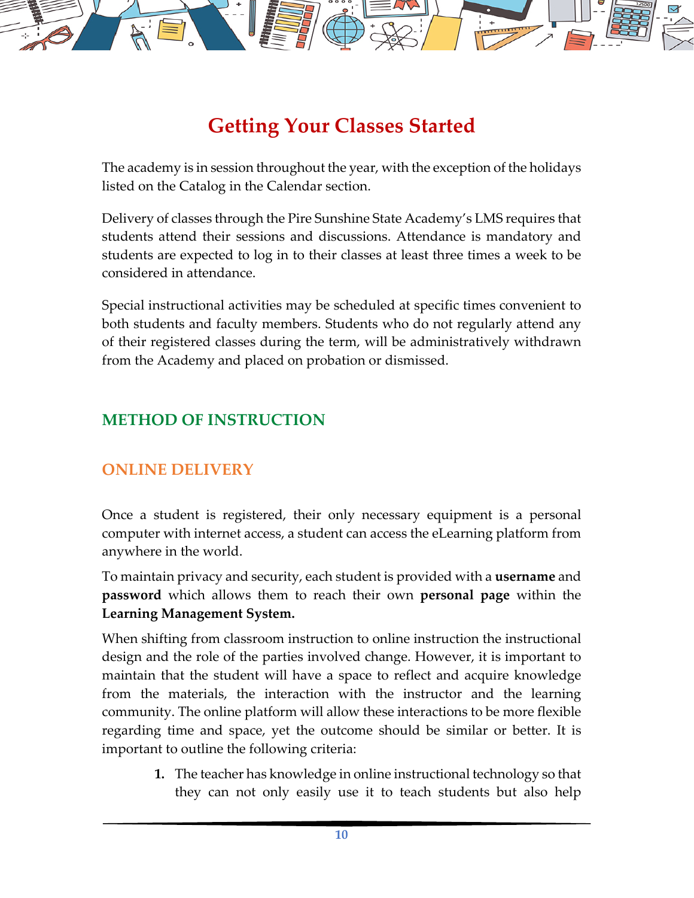# Getting Your Classes Started

The academy is in session throughout the year, with the exception of the holidays listed on the Catalog in the Calendar section.

Delivery of classes through the Pire Sunshine State Academy's LMS requires that students attend their sessions and discussions. Attendance is mandatory and students are expected to log in to their classes at least three times a week to be considered in attendance.

Special instructional activities may be scheduled at specific times convenient to both students and faculty members. Students who do not regularly attend any of their registered classes during the term, will be administratively withdrawn from the Academy and placed on probation or dismissed.

## METHOD OF INSTRUCTION

### ONLINE DELIVERY

Once a student is registered, their only necessary equipment is a personal computer with internet access, a student can access the eLearning platform from anywhere in the world.

To maintain privacy and security, each student is provided with a **username** and **password** which allows them to reach their own **personal page** within the **Learning Management System.**

When shifting from classroom instruction to online instruction the instructional design and the role of the parties involved change. However, it is important to maintain that the student will have a space to reflect and acquire knowledge from the materials, the interaction with the instructor and the learning community. The online platform will allow these interactions to be more flexible regarding time and space, yet the outcome should be similar or better. It is important to outline the following criteria:

1. The teacher has knowledge in online instructional technology so that they can not only easily use it to teach students but also help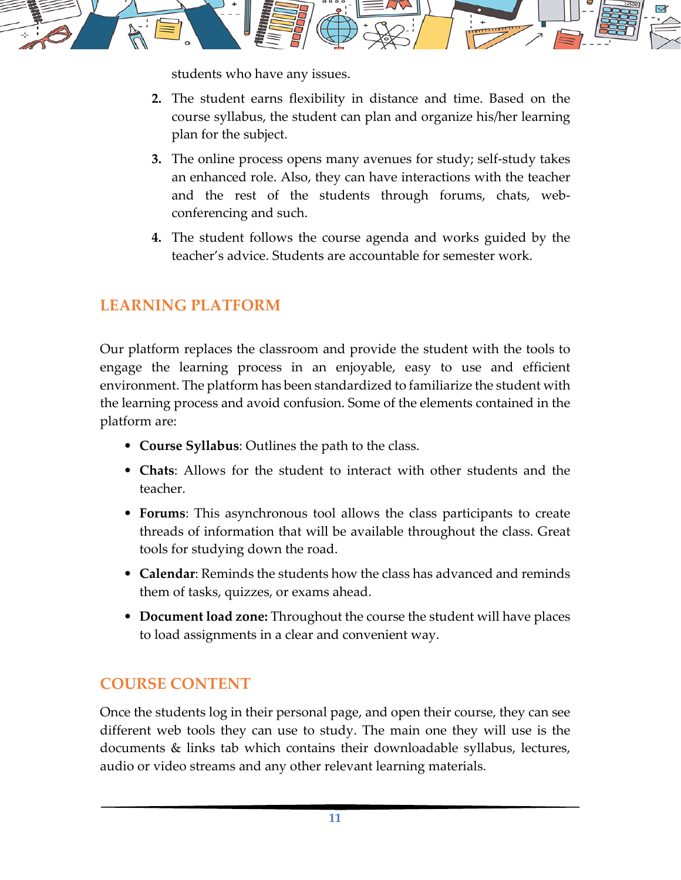students who have any issues.

2. The student earns flexibility in distance and time. Based on the course syllabus, the student can plan and organize his/her learning plan for the subject.
3. The online process opens many avenues for study; self-study takes an enhanced role. Also, they can have interactions with the teacher and the rest of the students through forums, chats, web-conferencing and such.
4. The student follows the course agenda and works guided by the teacher's advice. Students are accountable for semester work.

## LEARNING PLATFORM

Our platform replaces the classroom and provide the student with the tools to engage the learning process in an enjoyable, easy to use and efficient environment. The platform has been standardized to familiarize the student with the learning process and avoid confusion. Some of the elements contained in the platform are:

- **Course Syllabus**: Outlines the path to the class.
- **Chats**: Allows for the student to interact with other students and the teacher.
- **Forums**: This asynchronous tool allows the class participants to create threads of information that will be available throughout the class. Great tools for studying down the road.
- **Calendar**: Reminds the students how the class has advanced and reminds them of tasks, quizzes, or exams ahead.
- **Document load zone:** Throughout the course the student will have places to load assignments in a clear and convenient way.

## COURSE CONTENT

Once the students log in their personal page, and open their course, they can see different web tools they can use to study. The main one they will use is the documents & links tab which contains their downloadable syllabus, lectures, audio or video streams and any other relevant learning materials.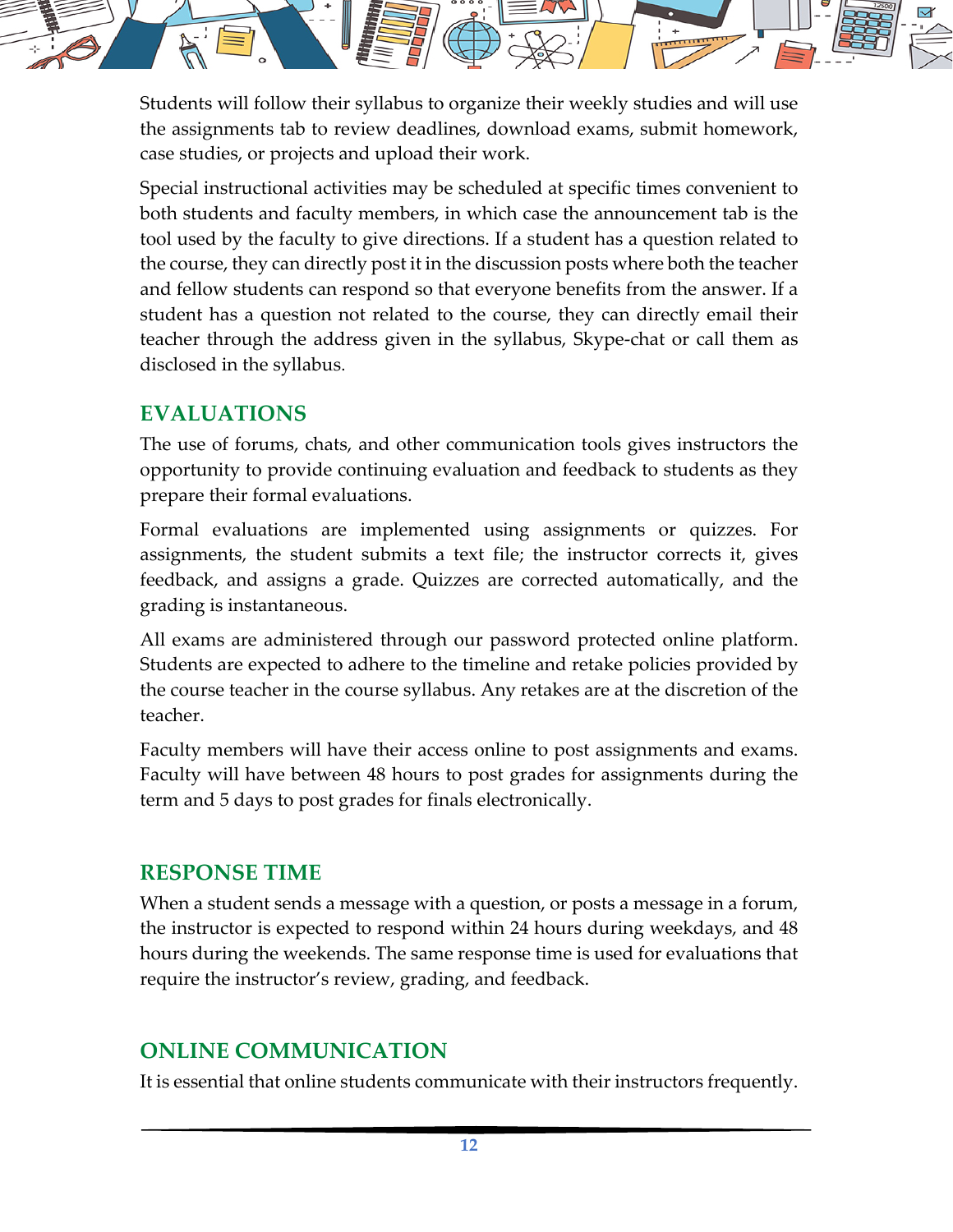Students will follow their syllabus to organize their weekly studies and will use the assignments tab to review deadlines, download exams, submit homework, case studies, or projects and upload their work.

Special instructional activities may be scheduled at specific times convenient to both students and faculty members, in which case the announcement tab is the tool used by the faculty to give directions. If a student has a question related to the course, they can directly post it in the discussion posts where both the teacher and fellow students can respond so that everyone benefits from the answer. If a student has a question not related to the course, they can directly email their teacher through the address given in the syllabus, Skype-chat or call them as disclosed in the syllabus.

## EVALUATIONS

The use of forums, chats, and other communication tools gives instructors the opportunity to provide continuing evaluation and feedback to students as they prepare their formal evaluations.

Formal evaluations are implemented using assignments or quizzes. For assignments, the student submits a text file; the instructor corrects it, gives feedback, and assigns a grade. Quizzes are corrected automatically, and the grading is instantaneous.

All exams are administered through our password protected online platform. Students are expected to adhere to the timeline and retake policies provided by the course teacher in the course syllabus. Any retakes are at the discretion of the teacher.

Faculty members will have their access online to post assignments and exams. Faculty will have between 48 hours to post grades for assignments during the term and 5 days to post grades for finals electronically.

## RESPONSE TIME

When a student sends a message with a question, or posts a message in a forum, the instructor is expected to respond within 24 hours during weekdays, and 48 hours during the weekends. The same response time is used for evaluations that require the instructor's review, grading, and feedback.

## ONLINE COMMUNICATION

It is essential that online students communicate with their instructors frequently.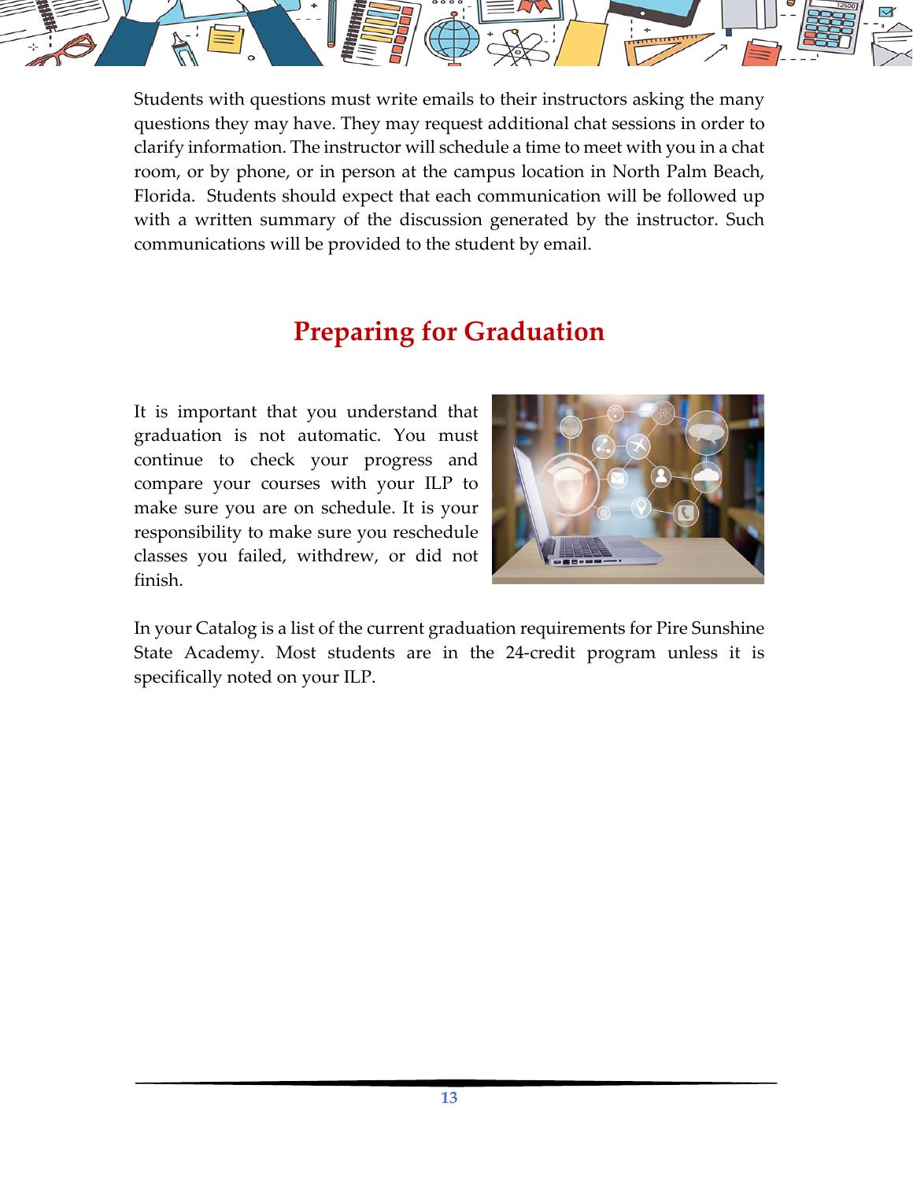Students with questions must write emails to their instructors asking the many questions they may have. They may request additional chat sessions in order to clarify information. The instructor will schedule a time to meet with you in a chat room, or by phone, or in person at the campus location in North Palm Beach, Florida. Students should expect that each communication will be followed up with a written summary of the discussion generated by the instructor. Such communications will be provided to the student by email.

## Preparing for Graduation

It is important that you understand that graduation is not automatic. You must continue to check your progress and compare your courses with your ILP to make sure you are on schedule. It is your responsibility to make sure you reschedule classes you failed, withdrew, or did not finish.

In your Catalog is a list of the current graduation requirements for Pire Sunshine State Academy. Most students are in the 24-credit program unless it is specifically noted on your ILP.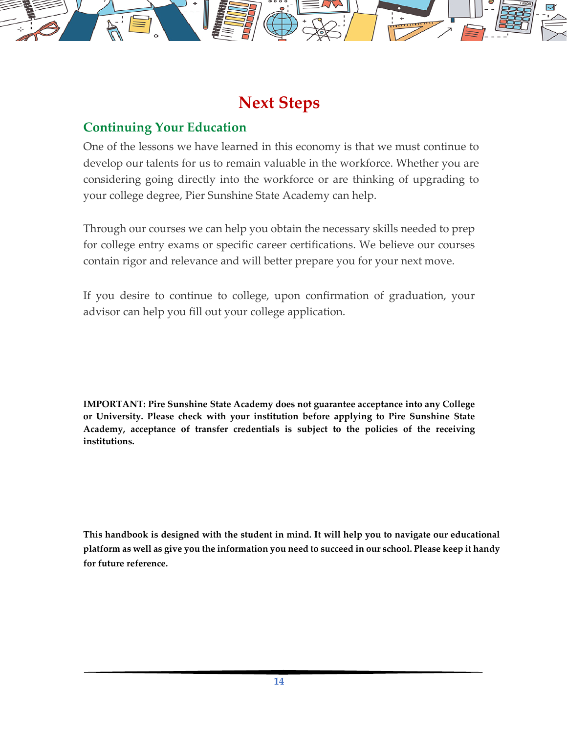# Next Steps

## Continuing Your Education

One of the lessons we have learned in this economy is that we must continue to develop our talents for us to remain valuable in the workforce. Whether you are considering going directly into the workforce or are thinking of upgrading to your college degree, Pier Sunshine State Academy can help.

Through our courses we can help you obtain the necessary skills needed to prep for college entry exams or specific career certifications. We believe our courses contain rigor and relevance and will better prepare you for your next move.

If you desire to continue to college, upon confirmation of graduation, your advisor can help you fill out your college application.

**IMPORTANT: Pire Sunshine State Academy does not guarantee acceptance into any College or University. Please check with your institution before applying to Pire Sunshine State Academy, acceptance of transfer credentials is subject to the policies of the receiving institutions.**

**This handbook is designed with the student in mind. It will help you to navigate our educational platform as well as give you the information you need to succeed in our school. Please keep it handy for future reference.**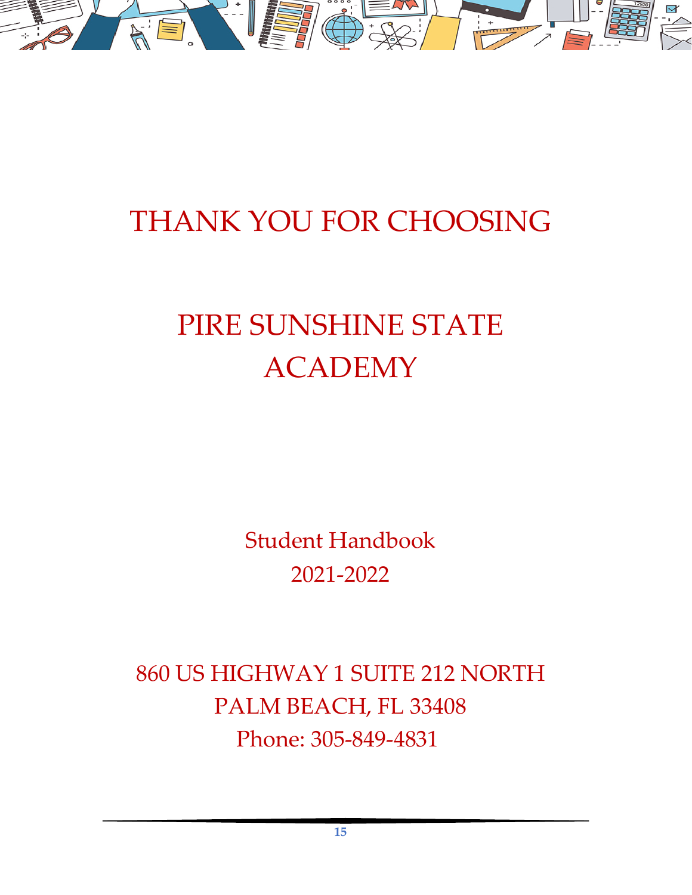# THANK YOU FOR CHOOSING

# PIRE SUNSHINE STATE ACADEMY

Student Handbook
2021-2022

860 US HIGHWAY 1 SUITE 212 NORTH PALM BEACH, FL 33408
Phone: 305-849-4831